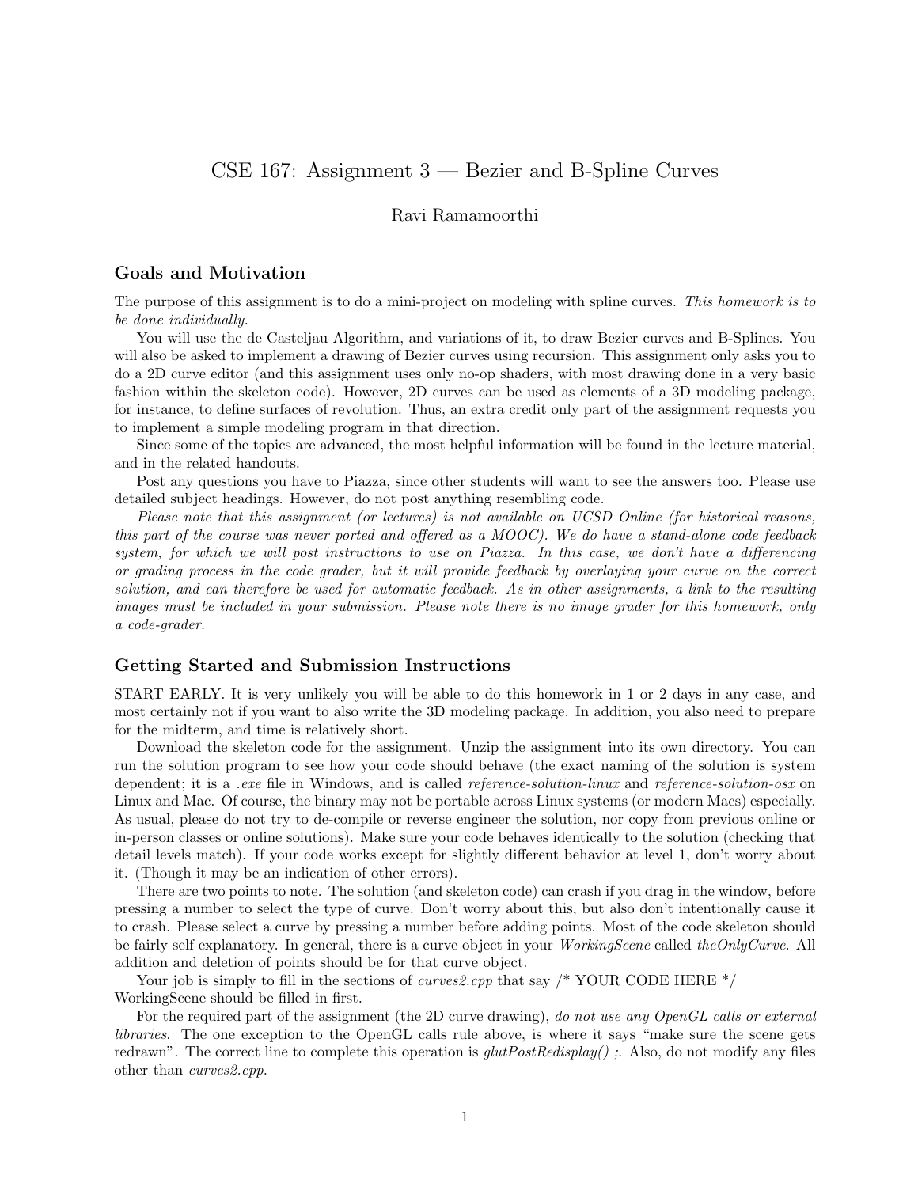# CSE 167: Assignment 3 — Bezier and B-Spline Curves

Ravi Ramamoorthi

## Goals and Motivation

The purpose of this assignment is to do a mini-project on modeling with spline curves. *This homework is to be done individually.*

You will use the de Casteljau Algorithm, and variations of it, to draw Bezier curves and B-Splines. You will also be asked to implement a drawing of Bezier curves using recursion. This assignment only asks you to do a 2D curve editor (and this assignment uses only no-op shaders, with most drawing done in a very basic fashion within the skeleton code). However, 2D curves can be used as elements of a 3D modeling package, for instance, to define surfaces of revolution. Thus, an extra credit only part of the assignment requests you to implement a simple modeling program in that direction.

Since some of the topics are advanced, the most helpful information will be found in the lecture material, and in the related handouts.

Post any questions you have to Piazza, since other students will want to see the answers too. Please use detailed subject headings. However, do not post anything resembling code.

*Please note that this assignment (or lectures) is not available on UCSD Online (for historical reasons, this part of the course was never ported and offered as a MOOC). We do have a stand-alone code feedback system, for which we will post instructions to use on Piazza. In this case, we don't have a differencing or grading process in the code grader, but it will provide feedback by overlaying your curve on the correct solution, and can therefore be used for automatic feedback. As in other assignments, a link to the resulting images must be included in your submission. Please note there is no image grader for this homework, only a code-grader.*

## Getting Started and Submission Instructions

START EARLY. It is very unlikely you will be able to do this homework in 1 or 2 days in any case, and most certainly not if you want to also write the 3D modeling package. In addition, you also need to prepare for the midterm, and time is relatively short.

Download the skeleton code for the assignment. Unzip the assignment into its own directory. You can run the solution program to see how your code should behave (the exact naming of the solution is system dependent; it is a *.exe* file in Windows, and is called *reference-solution-linux* and *reference-solution-osx* on Linux and Mac. Of course, the binary may not be portable across Linux systems (or modern Macs) especially. As usual, please do not try to de-compile or reverse engineer the solution, nor copy from previous online or in-person classes or online solutions). Make sure your code behaves identically to the solution (checking that detail levels match). If your code works except for slightly different behavior at level 1, don't worry about it. (Though it may be an indication of other errors).

There are two points to note. The solution (and skeleton code) can crash if you drag in the window, before pressing a number to select the type of curve. Don't worry about this, but also don't intentionally cause it to crash. Please select a curve by pressing a number before adding points. Most of the code skeleton should be fairly self explanatory. In general, there is a curve object in your *WorkingScene* called *theOnlyCurve*. All addition and deletion of points should be for that curve object.

Your job is simply to fill in the sections of *curves2.cpp* that say /* YOUR CODE HERE */ WorkingScene should be filled in first.

For the required part of the assignment (the 2D curve drawing), *do not use any OpenGL calls or external libraries*. The one exception to the OpenGL calls rule above, is where it says "make sure the scene gets redrawn". The correct line to complete this operation is *glutPostRedisplay() ;*. Also, do not modify any files other than *curves2.cpp*.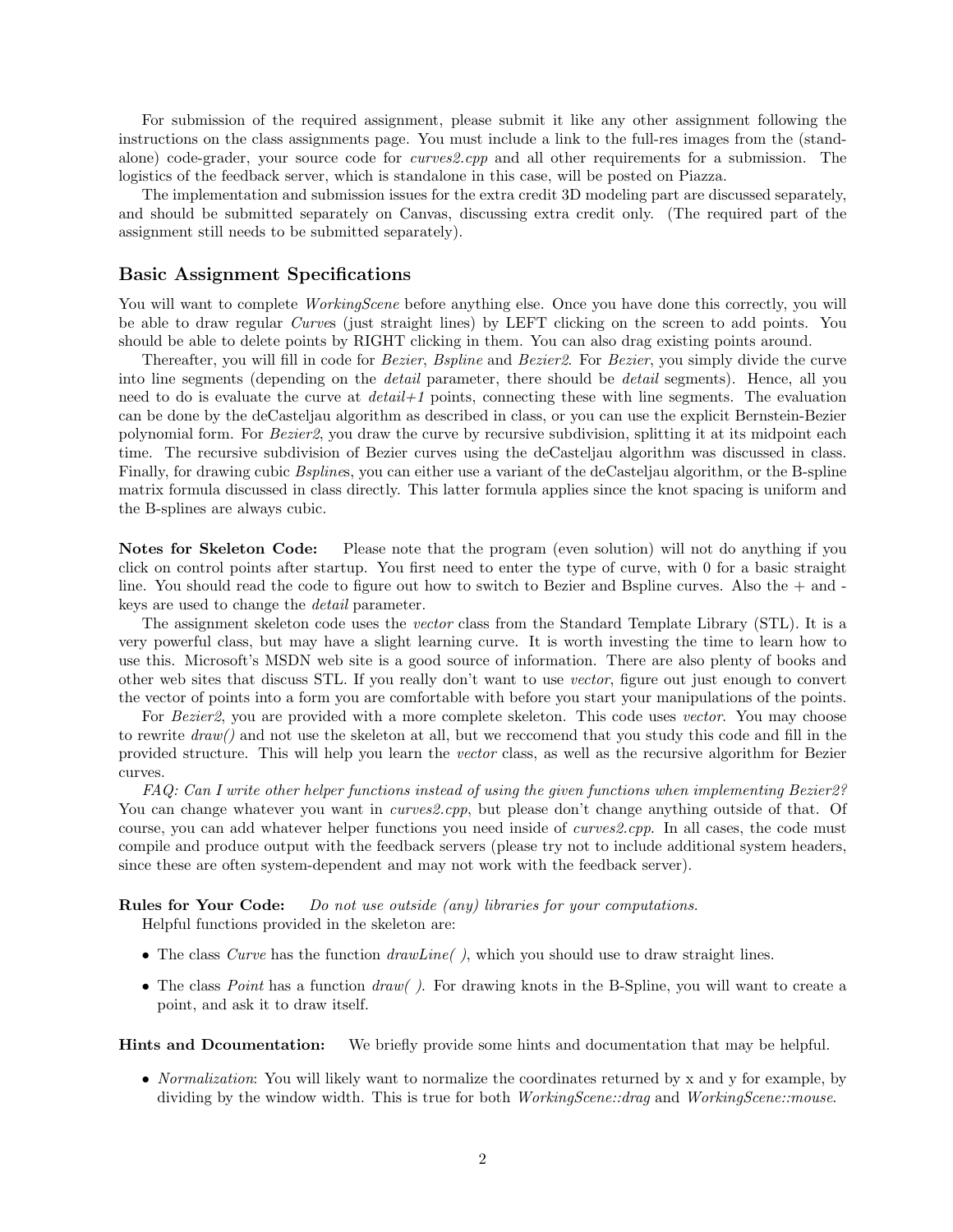For submission of the required assignment, please submit it like any other assignment following the instructions on the class assignments page. You must include a link to the full-res images from the (standalone) code-grader, your source code for *curves2.cpp* and all other requirements for a submission. The logistics of the feedback server, which is standalone in this case, will be posted on Piazza.

The implementation and submission issues for the extra credit 3D modeling part are discussed separately, and should be submitted separately on Canvas, discussing extra credit only. (The required part of the assignment still needs to be submitted separately).

## Basic Assignment Specifications

You will want to complete *WorkingScene* before anything else. Once you have done this correctly, you will be able to draw regular *Curve*s (just straight lines) by LEFT clicking on the screen to add points. You should be able to delete points by RIGHT clicking in them. You can also drag existing points around.

Thereafter, you will fill in code for *Bezier*, *Bspline* and *Bezier2*. For *Bezier*, you simply divide the curve into line segments (depending on the *detail* parameter, there should be *detail* segments). Hence, all you need to do is evaluate the curve at *detail+1* points, connecting these with line segments. The evaluation can be done by the deCasteljau algorithm as described in class, or you can use the explicit Bernstein-Bezier polynomial form. For *Bezier2*, you draw the curve by recursive subdivision, splitting it at its midpoint each time. The recursive subdivision of Bezier curves using the deCasteljau algorithm was discussed in class. Finally, for drawing cubic *Bspline*s, you can either use a variant of the deCasteljau algorithm, or the B-spline matrix formula discussed in class directly. This latter formula applies since the knot spacing is uniform and the B-splines are always cubic.

**Notes for Skeleton Code:** Please note that the program (even solution) will not do anything if you click on control points after startup. You first need to enter the type of curve, with 0 for a basic straight line. You should read the code to figure out how to switch to Bezier and Bspline curves. Also the + and - keys are used to change the *detail* parameter.

The assignment skeleton code uses the *vector* class from the Standard Template Library (STL). It is a very powerful class, but may have a slight learning curve. It is worth investing the time to learn how to use this. Microsoft's MSDN web site is a good source of information. There are also plenty of books and other web sites that discuss STL. If you really don't want to use *vector*, figure out just enough to convert the vector of points into a form you are comfortable with before you start your manipulations of the points.

For *Bezier2*, you are provided with a more complete skeleton. This code uses *vector*. You may choose to rewrite *draw()* and not use the skeleton at all, but we reccomend that you study this code and fill in the provided structure. This will help you learn the *vector* class, as well as the recursive algorithm for Bezier curves.

*FAQ: Can I write other helper functions instead of using the given functions when implementing Bezier2?* You can change whatever you want in *curves2.cpp*, but please don't change anything outside of that. Of course, you can add whatever helper functions you need inside of *curves2.cpp*. In all cases, the code must compile and produce output with the feedback servers (please try not to include additional system headers, since these are often system-dependent and may not work with the feedback server).

**Rules for Your Code:** *Do not use outside (any) libraries for your computations.*

Helpful functions provided in the skeleton are:

- The class *Curve* has the function *drawLine( )*, which you should use to draw straight lines.
- The class *Point* has a function *draw( )*. For drawing knots in the B-Spline, you will want to create a point, and ask it to draw itself.

**Hints and Dcoumentation:** We briefly provide some hints and documentation that may be helpful.

- *Normalization*: You will likely want to normalize the coordinates returned by x and y for example, by dividing by the window width. This is true for both *WorkingScene::drag* and *WorkingScene::mouse*.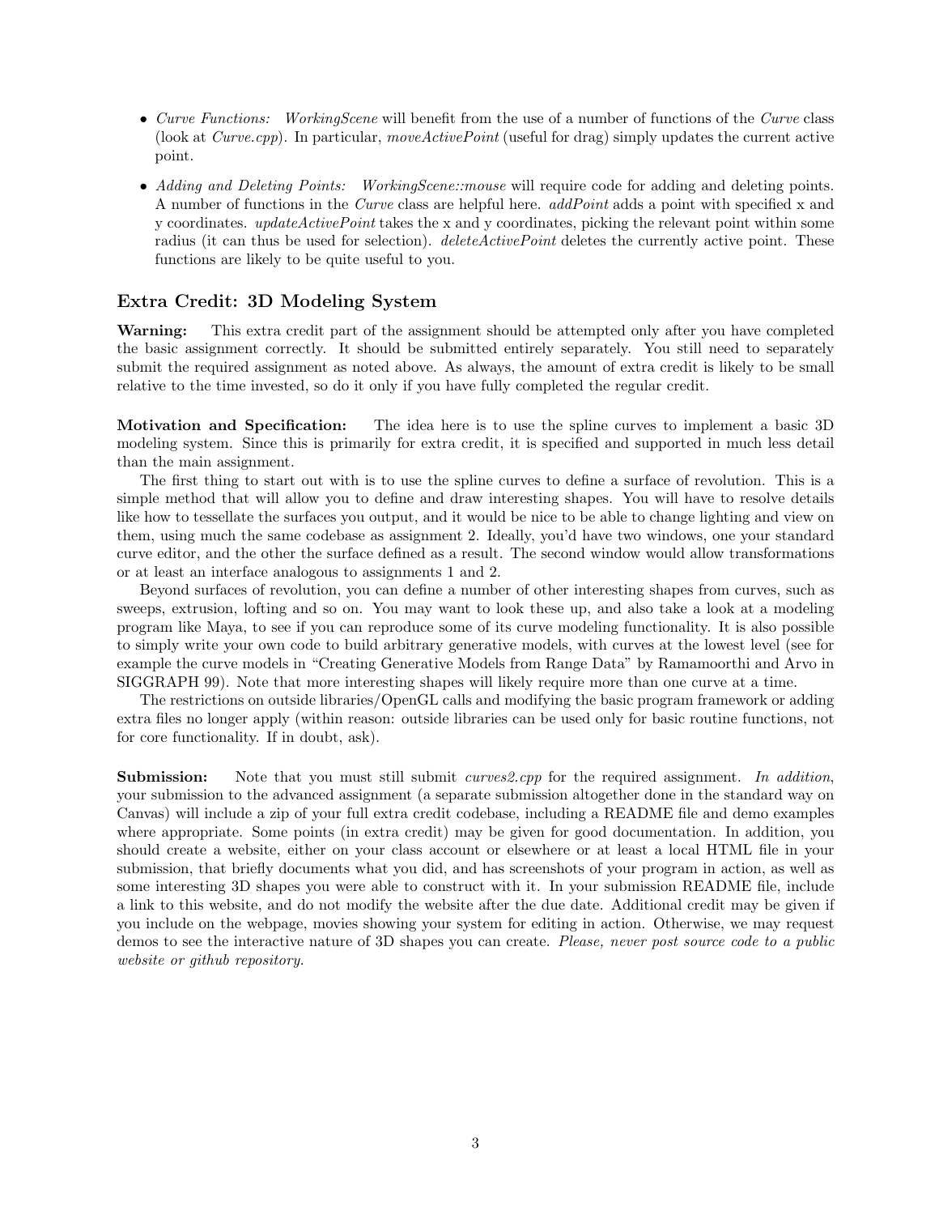- *Curve Functions:* *WorkingScene* will benefit from the use of a number of functions of the *Curve* class (look at *Curve.cpp*). In particular, *moveActivePoint* (useful for drag) simply updates the current active point.
- *Adding and Deleting Points:* *WorkingScene::mouse* will require code for adding and deleting points. A number of functions in the *Curve* class are helpful here. *addPoint* adds a point with specified x and y coordinates. *updateActivePoint* takes the x and y coordinates, picking the relevant point within some radius (it can thus be used for selection). *deleteActivePoint* deletes the currently active point. These functions are likely to be quite useful to you.

### Extra Credit: 3D Modeling System

**Warning:** This extra credit part of the assignment should be attempted only after you have completed the basic assignment correctly. It should be submitted entirely separately. You still need to separately submit the required assignment as noted above. As always, the amount of extra credit is likely to be small relative to the time invested, so do it only if you have fully completed the regular credit.

**Motivation and Specification:** The idea here is to use the spline curves to implement a basic 3D modeling system. Since this is primarily for extra credit, it is specified and supported in much less detail than the main assignment.

The first thing to start out with is to use the spline curves to define a surface of revolution. This is a simple method that will allow you to define and draw interesting shapes. You will have to resolve details like how to tessellate the surfaces you output, and it would be nice to be able to change lighting and view on them, using much the same codebase as assignment 2. Ideally, you'd have two windows, one your standard curve editor, and the other the surface defined as a result. The second window would allow transformations or at least an interface analogous to assignments 1 and 2.

Beyond surfaces of revolution, you can define a number of other interesting shapes from curves, such as sweeps, extrusion, lofting and so on. You may want to look these up, and also take a look at a modeling program like Maya, to see if you can reproduce some of its curve modeling functionality. It is also possible to simply write your own code to build arbitrary generative models, with curves at the lowest level (see for example the curve models in "Creating Generative Models from Range Data" by Ramamoorthi and Arvo in SIGGRAPH 99). Note that more interesting shapes will likely require more than one curve at a time.

The restrictions on outside libraries/OpenGL calls and modifying the basic program framework or adding extra files no longer apply (within reason: outside libraries can be used only for basic routine functions, not for core functionality. If in doubt, ask).

**Submission:** Note that you must still submit *curves2.cpp* for the required assignment. *In addition*, your submission to the advanced assignment (a separate submission altogether done in the standard way on Canvas) will include a zip of your full extra credit codebase, including a README file and demo examples where appropriate. Some points (in extra credit) may be given for good documentation. In addition, you should create a website, either on your class account or elsewhere or at least a local HTML file in your submission, that briefly documents what you did, and has screenshots of your program in action, as well as some interesting 3D shapes you were able to construct with it. In your submission README file, include a link to this website, and do not modify the website after the due date. Additional credit may be given if you include on the webpage, movies showing your system for editing in action. Otherwise, we may request demos to see the interactive nature of 3D shapes you can create. *Please, never post source code to a public website or github repository.*